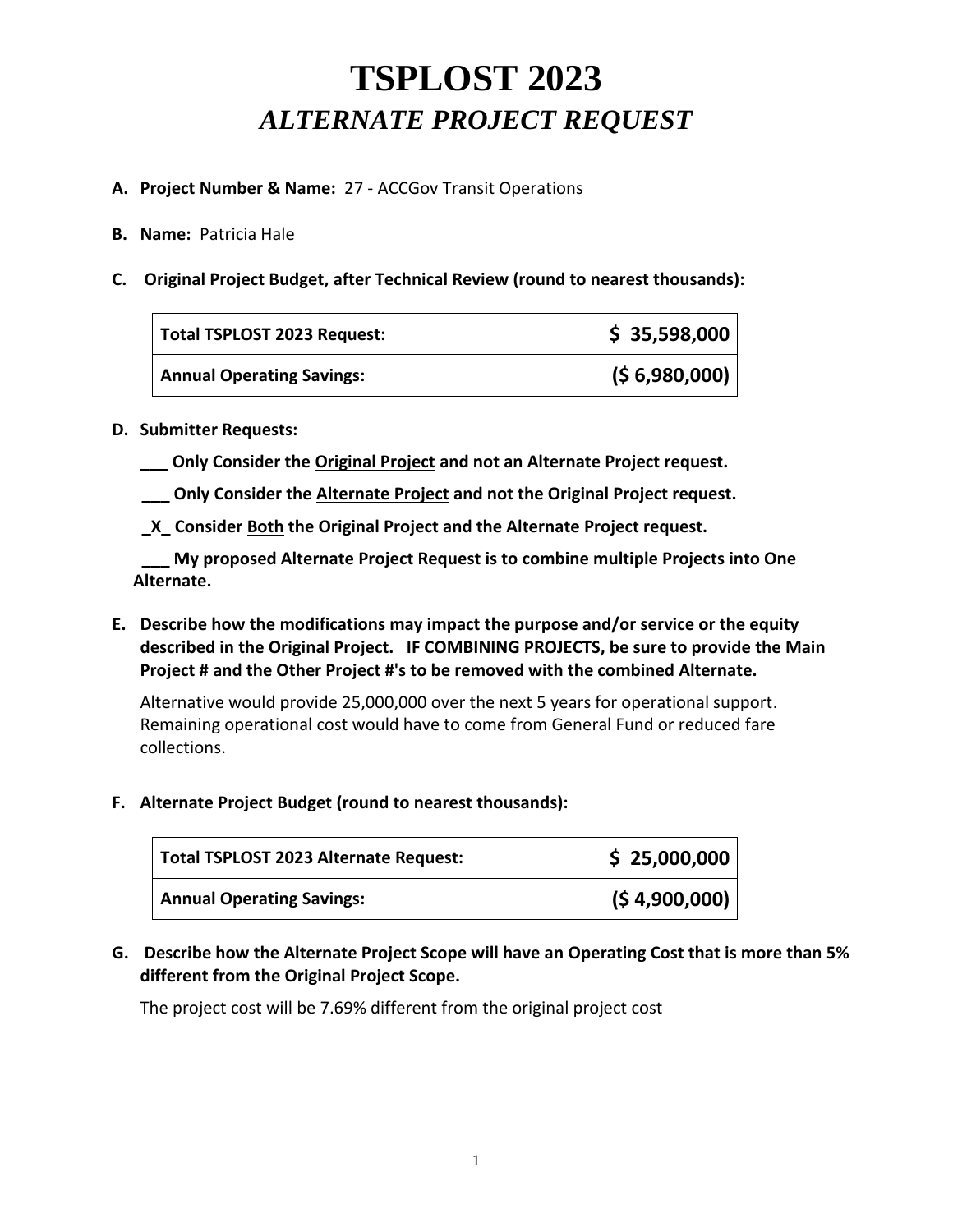# TSPLOST 2023

## *ALTERNATE PROJECT REQUEST*

**A. Project Number & Name:** 27 - ACCGov Transit Operations

**B. Name:** Patricia Hale

**C. Original Project Budget, after Technical Review (round to nearest thousands):**

| | |
|---|---|
| **Total TSPLOST 2023 Request:** | **$ 35,598,000** |
| **Annual Operating Savings:** | **($ 6,980,000)** |

**D. Submitter Requests:**

**___ Only Consider the Original Project and not an Alternate Project request.**

**___ Only Consider the Alternate Project and not the Original Project request.**

**_X_ Consider Both the Original Project and the Alternate Project request.**

**___ My proposed Alternate Project Request is to combine multiple Projects into One Alternate.**

**E. Describe how the modifications may impact the purpose and/or service or the equity described in the Original Project. IF COMBINING PROJECTS, be sure to provide the Main Project # and the Other Project #'s to be removed with the combined Alternate.**

Alternative would provide 25,000,000 over the next 5 years for operational support. Remaining operational cost would have to come from General Fund or reduced fare collections.

**F. Alternate Project Budget (round to nearest thousands):**

| | |
|---|---|
| **Total TSPLOST 2023 Alternate Request:** | **$ 25,000,000** |
| **Annual Operating Savings:** | **($ 4,900,000)** |

**G. Describe how the Alternate Project Scope will have an Operating Cost that is more than 5% different from the Original Project Scope.**

The project cost will be 7.69% different from the original project cost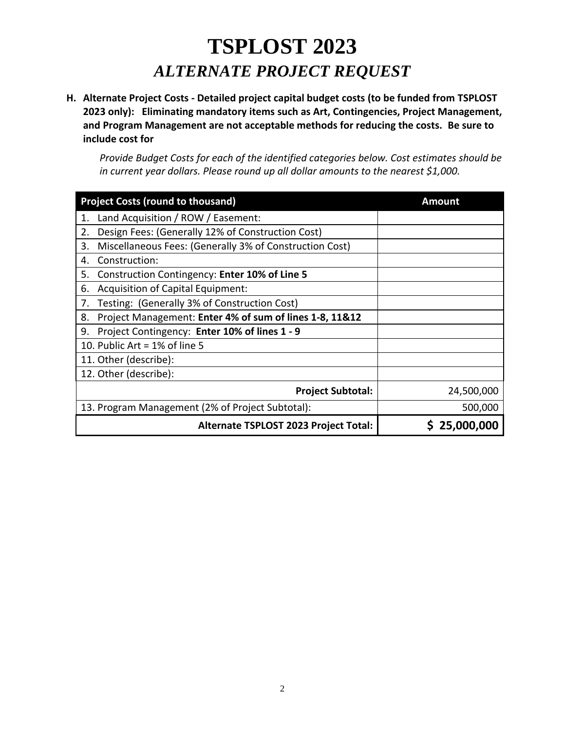# TSPLOST 2023

## *ALTERNATE PROJECT REQUEST*

**H. Alternate Project Costs - Detailed project capital budget costs (to be funded from TSPLOST 2023 only): Eliminating mandatory items such as Art, Contingencies, Project Management, and Program Management are not acceptable methods for reducing the costs. Be sure to include cost for**

*Provide Budget Costs for each of the identified categories below. Cost estimates should be in current year dollars. Please round up all dollar amounts to the nearest $1,000.*

| Project Costs (round to thousand) | Amount |
|---|---|
| 1. Land Acquisition / ROW / Easement: | |
| 2. Design Fees: (Generally 12% of Construction Cost) | |
| 3. Miscellaneous Fees: (Generally 3% of Construction Cost) | |
| 4. Construction: | |
| 5. Construction Contingency: **Enter 10% of Line 5** | |
| 6. Acquisition of Capital Equipment: | |
| 7. Testing: (Generally 3% of Construction Cost) | |
| 8. Project Management: **Enter 4% of sum of lines 1-8, 11&12** | |
| 9. Project Contingency: **Enter 10% of lines 1 - 9** | |
| 10. Public Art = 1% of line 5 | |
| 11. Other (describe): | |
| 12. Other (describe): | |
| **Project Subtotal:** | 24,500,000 |
| 13. Program Management (2% of Project Subtotal): | 500,000 |
| **Alternate TSPLOST 2023 Project Total:** | **$ 25,000,000** |